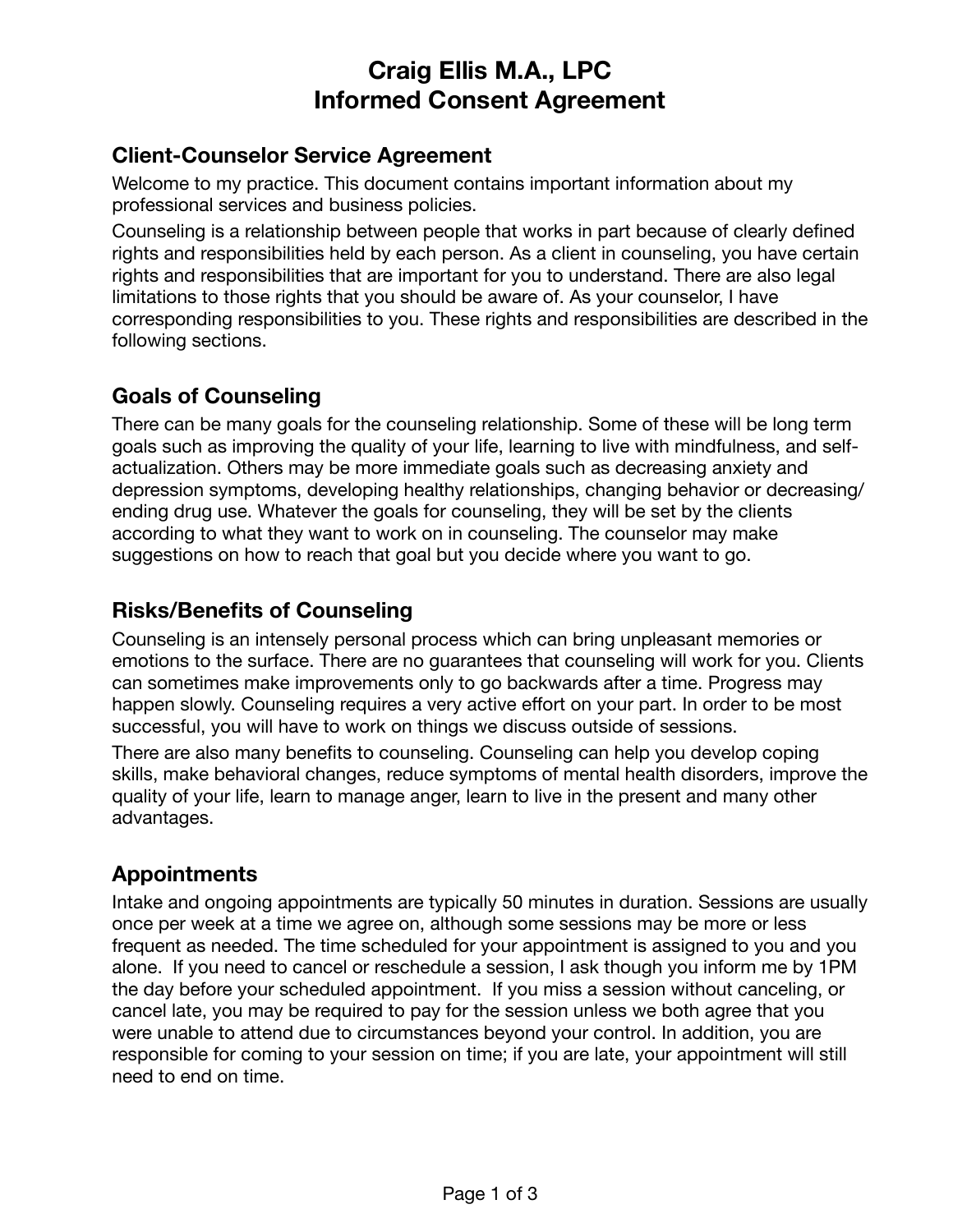# Craig Ellis M.A., LPC
# Informed Consent Agreement

## Client-Counselor Service Agreement

Welcome to my practice. This document contains important information about my professional services and business policies.

Counseling is a relationship between people that works in part because of clearly defined rights and responsibilities held by each person. As a client in counseling, you have certain rights and responsibilities that are important for you to understand. There are also legal limitations to those rights that you should be aware of. As your counselor, I have corresponding responsibilities to you. These rights and responsibilities are described in the following sections.

## Goals of Counseling

There can be many goals for the counseling relationship. Some of these will be long term goals such as improving the quality of your life, learning to live with mindfulness, and self-actualization. Others may be more immediate goals such as decreasing anxiety and depression symptoms, developing healthy relationships, changing behavior or decreasing/ ending drug use. Whatever the goals for counseling, they will be set by the clients according to what they want to work on in counseling. The counselor may make suggestions on how to reach that goal but you decide where you want to go.

## Risks/Benefits of Counseling

Counseling is an intensely personal process which can bring unpleasant memories or emotions to the surface. There are no guarantees that counseling will work for you. Clients can sometimes make improvements only to go backwards after a time. Progress may happen slowly. Counseling requires a very active effort on your part. In order to be most successful, you will have to work on things we discuss outside of sessions.

There are also many benefits to counseling. Counseling can help you develop coping skills, make behavioral changes, reduce symptoms of mental health disorders, improve the quality of your life, learn to manage anger, learn to live in the present and many other advantages.

## Appointments

Intake and ongoing appointments are typically 50 minutes in duration. Sessions are usually once per week at a time we agree on, although some sessions may be more or less frequent as needed. The time scheduled for your appointment is assigned to you and you alone. If you need to cancel or reschedule a session, I ask though you inform me by 1PM the day before your scheduled appointment. If you miss a session without canceling, or cancel late, you may be required to pay for the session unless we both agree that you were unable to attend due to circumstances beyond your control. In addition, you are responsible for coming to your session on time; if you are late, your appointment will still need to end on time.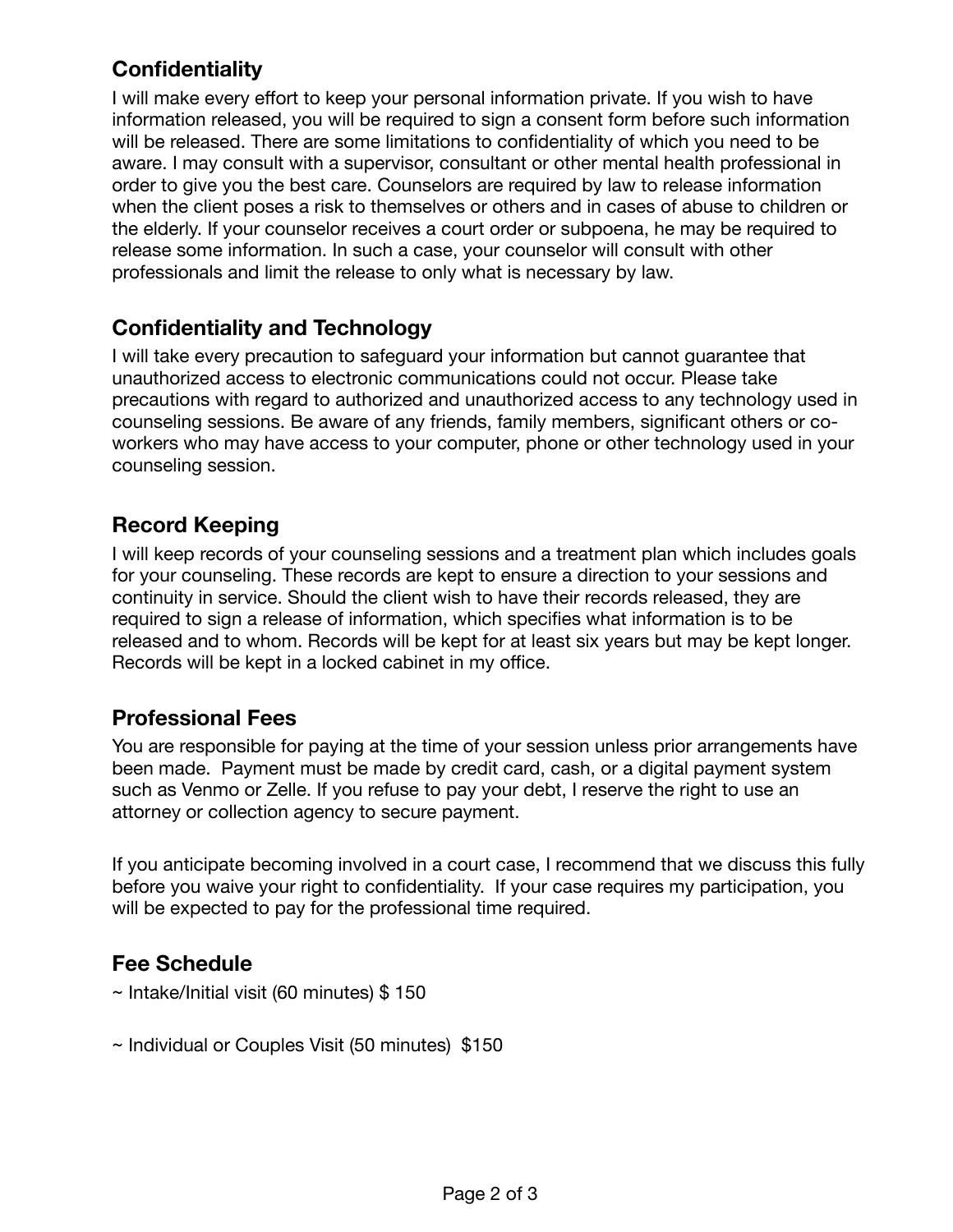## Confidentiality

I will make every effort to keep your personal information private. If you wish to have information released, you will be required to sign a consent form before such information will be released. There are some limitations to confidentiality of which you need to be aware. I may consult with a supervisor, consultant or other mental health professional in order to give you the best care. Counselors are required by law to release information when the client poses a risk to themselves or others and in cases of abuse to children or the elderly. If your counselor receives a court order or subpoena, he may be required to release some information. In such a case, your counselor will consult with other professionals and limit the release to only what is necessary by law.

## Confidentiality and Technology

I will take every precaution to safeguard your information but cannot guarantee that unauthorized access to electronic communications could not occur. Please take precautions with regard to authorized and unauthorized access to any technology used in counseling sessions. Be aware of any friends, family members, significant others or co-workers who may have access to your computer, phone or other technology used in your counseling session.

## Record Keeping

I will keep records of your counseling sessions and a treatment plan which includes goals for your counseling. These records are kept to ensure a direction to your sessions and continuity in service. Should the client wish to have their records released, they are required to sign a release of information, which specifies what information is to be released and to whom. Records will be kept for at least six years but may be kept longer. Records will be kept in a locked cabinet in my office.

## Professional Fees

You are responsible for paying at the time of your session unless prior arrangements have been made. Payment must be made by credit card, cash, or a digital payment system such as Venmo or Zelle. If you refuse to pay your debt, I reserve the right to use an attorney or collection agency to secure payment.

If you anticipate becoming involved in a court case, I recommend that we discuss this fully before you waive your right to confidentiality. If your case requires my participation, you will be expected to pay for the professional time required.

## Fee Schedule

~ Intake/Initial visit (60 minutes) $ 150

~ Individual or Couples Visit (50 minutes) $150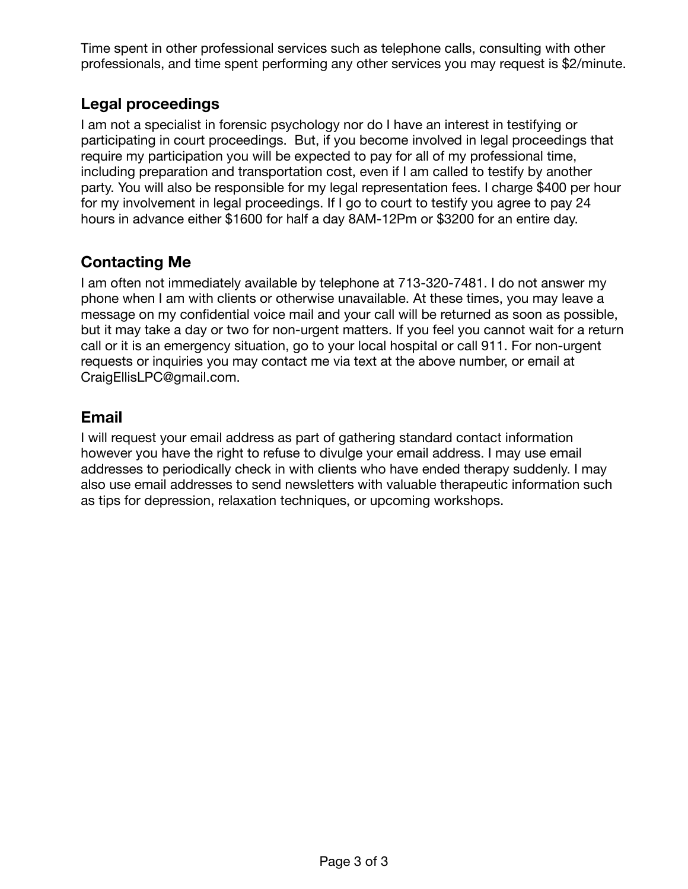Time spent in other professional services such as telephone calls, consulting with other professionals, and time spent performing any other services you may request is $2/minute.

## Legal proceedings

I am not a specialist in forensic psychology nor do I have an interest in testifying or participating in court proceedings.  But, if you become involved in legal proceedings that require my participation you will be expected to pay for all of my professional time, including preparation and transportation cost, even if I am called to testify by another party. You will also be responsible for my legal representation fees. I charge $400 per hour for my involvement in legal proceedings. If I go to court to testify you agree to pay 24 hours in advance either $1600 for half a day 8AM-12Pm or $3200 for an entire day.

## Contacting Me

I am often not immediately available by telephone at 713-320-7481. I do not answer my phone when I am with clients or otherwise unavailable. At these times, you may leave a message on my confidential voice mail and your call will be returned as soon as possible, but it may take a day or two for non-urgent matters. If you feel you cannot wait for a return call or it is an emergency situation, go to your local hospital or call 911. For non-urgent requests or inquiries you may contact me via text at the above number, or email at CraigEllisLPC@gmail.com.

## Email

I will request your email address as part of gathering standard contact information however you have the right to refuse to divulge your email address. I may use email addresses to periodically check in with clients who have ended therapy suddenly. I may also use email addresses to send newsletters with valuable therapeutic information such as tips for depression, relaxation techniques, or upcoming workshops.